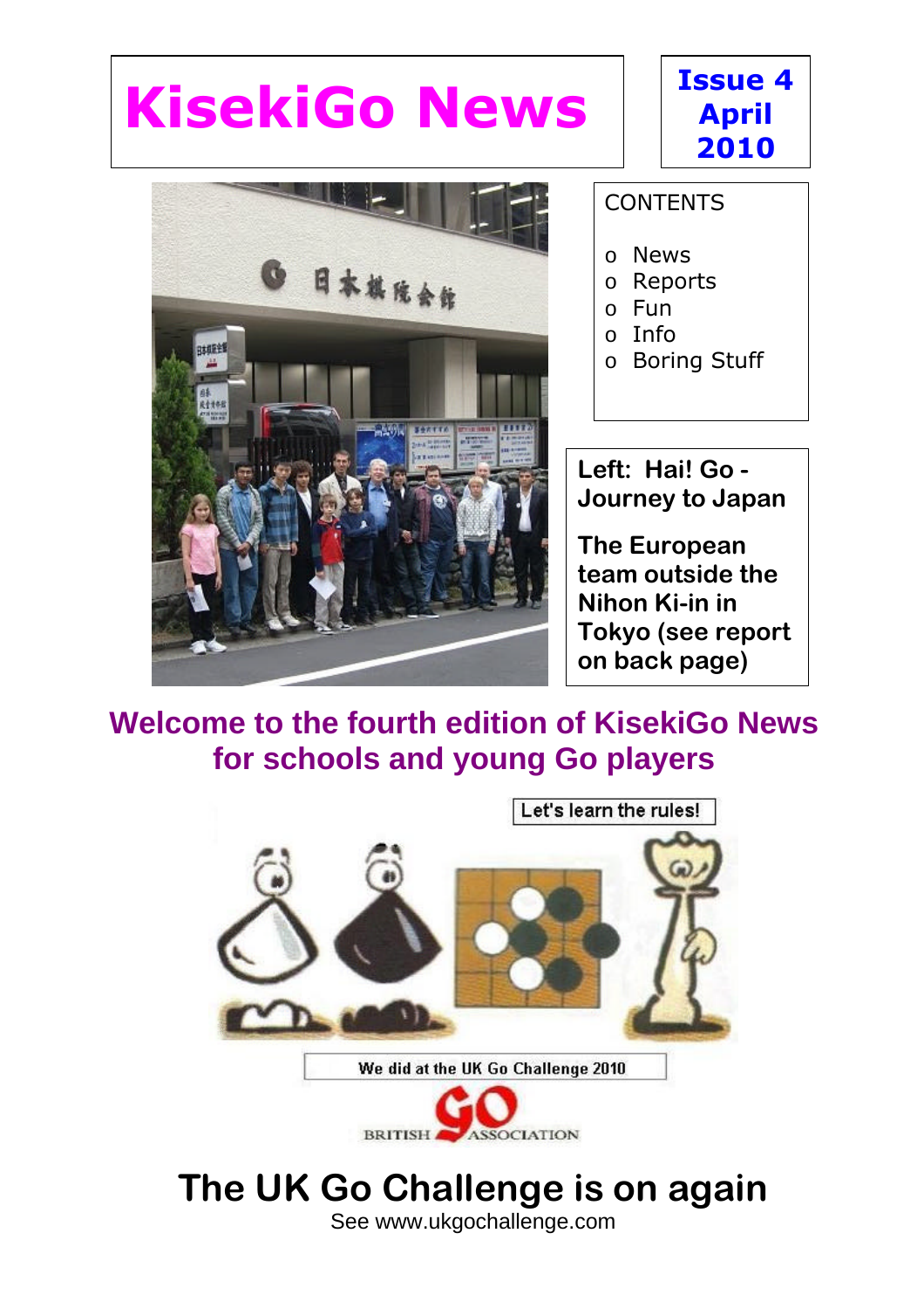# KisekiGo News

**Issue 4 April 2010**

CONTENTS

- News
- Reports
- Fun
- Info
- Boring Stuff

**Left: Hai! Go - Journey to Japan**

**The European team outside the Nihon Ki-in in Tokyo (see report on back page)**

## Welcome to the fourth edition of KisekiGo News for schools and young Go players

Let's learn the rules!

We did at the UK Go Challenge 2010

BRITISH GO ASSOCIATION

## The UK Go Challenge is on again

See www.ukgochallenge.com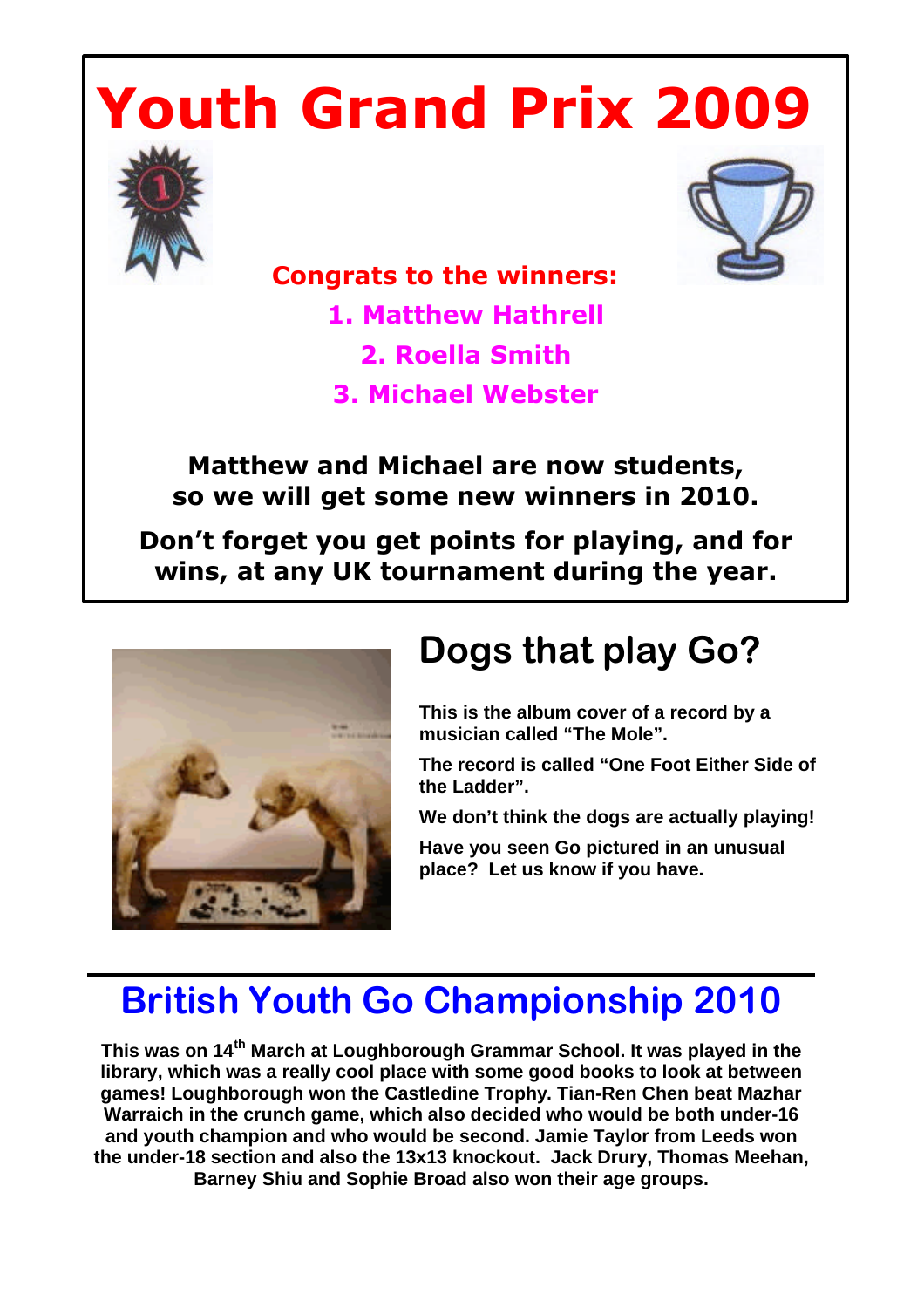# Youth Grand Prix 2009

**Congrats to the winners:**

1. Matthew Hathrell
2. Roella Smith
3. Michael Webster

**Matthew and Michael are now students, so we will get some new winners in 2010.**

**Don't forget you get points for playing, and for wins, at any UK tournament during the year.**

## Dogs that play Go?

**This is the album cover of a record by a musician called "The Mole".**

**The record is called "One Foot Either Side of the Ladder".**

**We don't think the dogs are actually playing!**

**Have you seen Go pictured in an unusual place? Let us know if you have.**

## British Youth Go Championship 2010

**This was on 14th March at Loughborough Grammar School. It was played in the library, which was a really cool place with some good books to look at between games! Loughborough won the Castledine Trophy. Tian-Ren Chen beat Mazhar Warraich in the crunch game, which also decided who would be both under-16 and youth champion and who would be second. Jamie Taylor from Leeds won the under-18 section and also the 13x13 knockout. Jack Drury, Thomas Meehan, Barney Shiu and Sophie Broad also won their age groups.**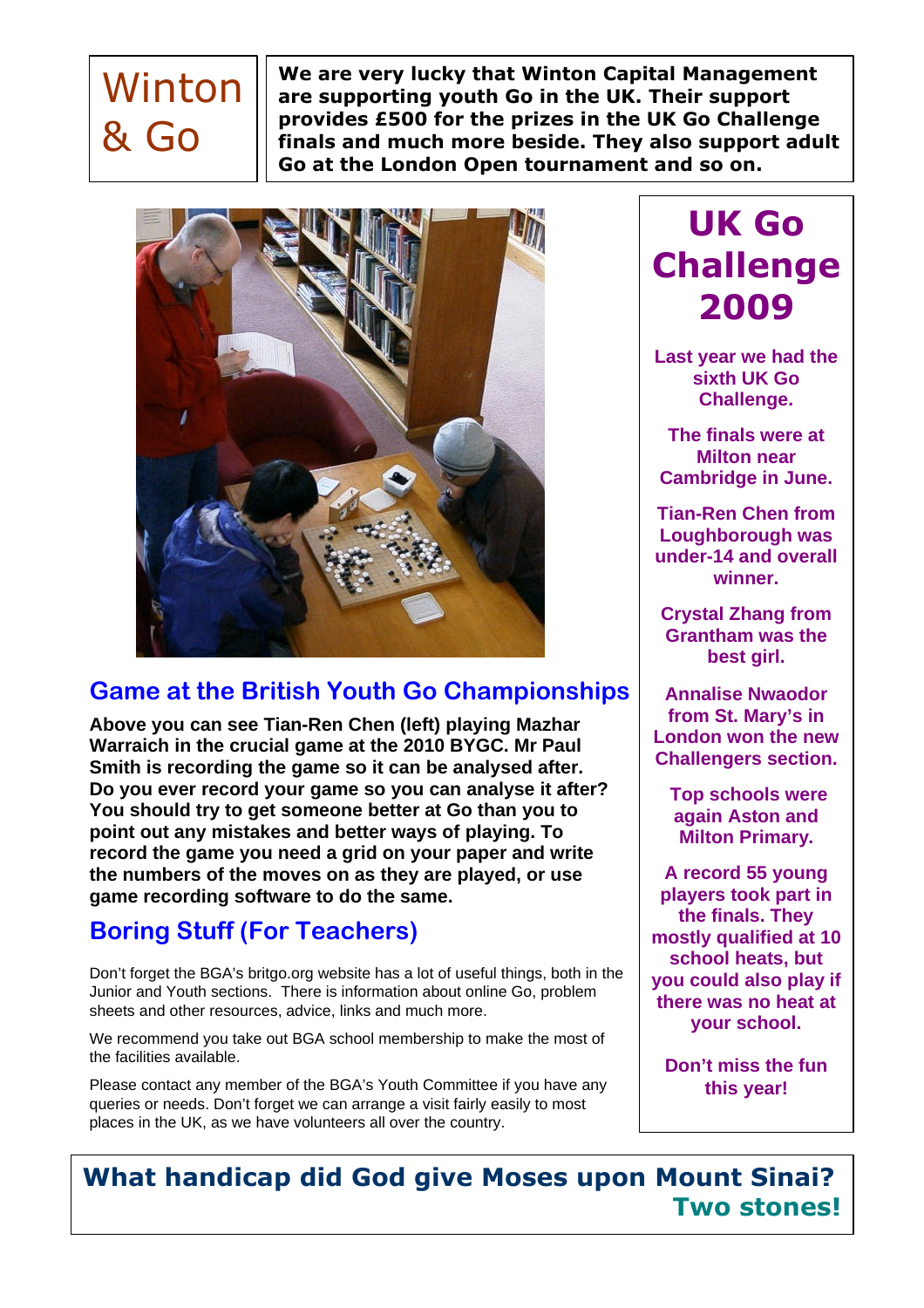# Winton & Go

**We are very lucky that Winton Capital Management are supporting youth Go in the UK. Their support provides £500 for the prizes in the UK Go Challenge finals and much more beside. They also support adult Go at the London Open tournament and so on.**

## Game at the British Youth Go Championships

**Above you can see Tian-Ren Chen (left) playing Mazhar Warraich in the crucial game at the 2010 BYGC. Mr Paul Smith is recording the game so it can be analysed after. Do you ever record your game so you can analyse it after? You should try to get someone better at Go than you to point out any mistakes and better ways of playing. To record the game you need a grid on your paper and write the numbers of the moves on as they are played, or use game recording software to do the same.**

## Boring Stuff (For Teachers)

Don't forget the BGA's britgo.org website has a lot of useful things, both in the Junior and Youth sections. There is information about online Go, problem sheets and other resources, advice, links and much more.

We recommend you take out BGA school membership to make the most of the facilities available.

Please contact any member of the BGA's Youth Committee if you have any queries or needs. Don't forget we can arrange a visit fairly easily to most places in the UK, as we have volunteers all over the country.

## UK Go Challenge 2009

**Last year we had the sixth UK Go Challenge.**

**The finals were at Milton near Cambridge in June.**

**Tian-Ren Chen from Loughborough was under-14 and overall winner.**

**Crystal Zhang from Grantham was the best girl.**

**Annalise Nwaodor from St. Mary's in London won the new Challengers section.**

**Top schools were again Aston and Milton Primary.**

**A record 55 young players took part in the finals. They mostly qualified at 10 school heats, but you could also play if there was no heat at your school.**

**Don't miss the fun this year!**

**What handicap did God give Moses upon Mount Sinai?**
**Two stones!**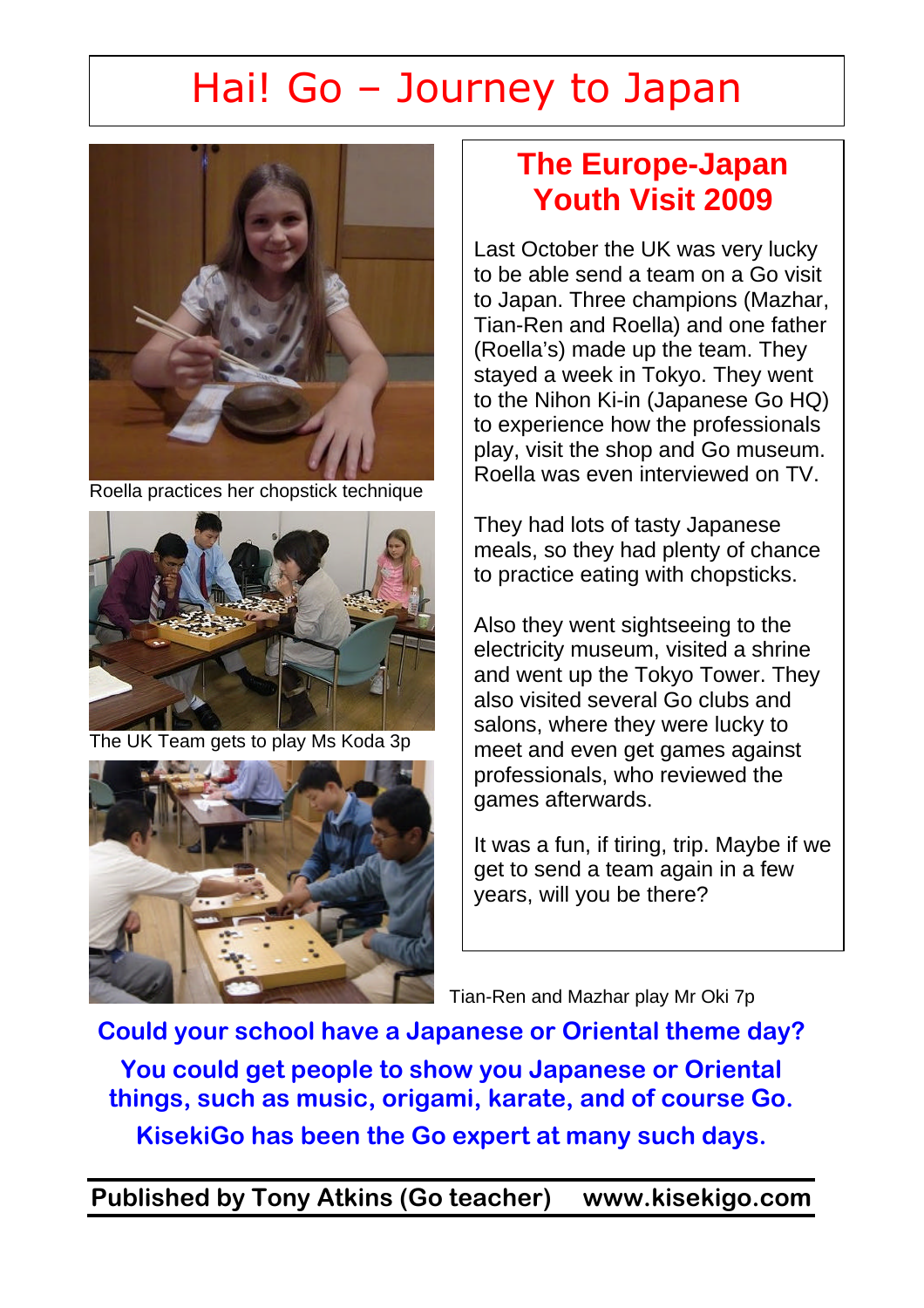# Hai! Go – Journey to Japan

Roella practices her chopstick technique

The UK Team gets to play Ms Koda 3p

Tian-Ren and Mazhar play Mr Oki 7p

## The Europe-Japan Youth Visit 2009

Last October the UK was very lucky to be able send a team on a Go visit to Japan. Three champions (Mazhar, Tian-Ren and Roella) and one father (Roella's) made up the team. They stayed a week in Tokyo. They went to the Nihon Ki-in (Japanese Go HQ) to experience how the professionals play, visit the shop and Go museum. Roella was even interviewed on TV.

They had lots of tasty Japanese meals, so they had plenty of chance to practice eating with chopsticks.

Also they went sightseeing to the electricity museum, visited a shrine and went up the Tokyo Tower. They also visited several Go clubs and salons, where they were lucky to meet and even get games against professionals, who reviewed the games afterwards.

It was a fun, if tiring, trip. Maybe if we get to send a team again in a few years, will you be there?

**Could your school have a Japanese or Oriental theme day?**

**You could get people to show you Japanese or Oriental things, such as music, origami, karate, and of course Go.**

**KisekiGo has been the Go expert at many such days.**

**Published by Tony Atkins (Go teacher) www.kisekigo.com**